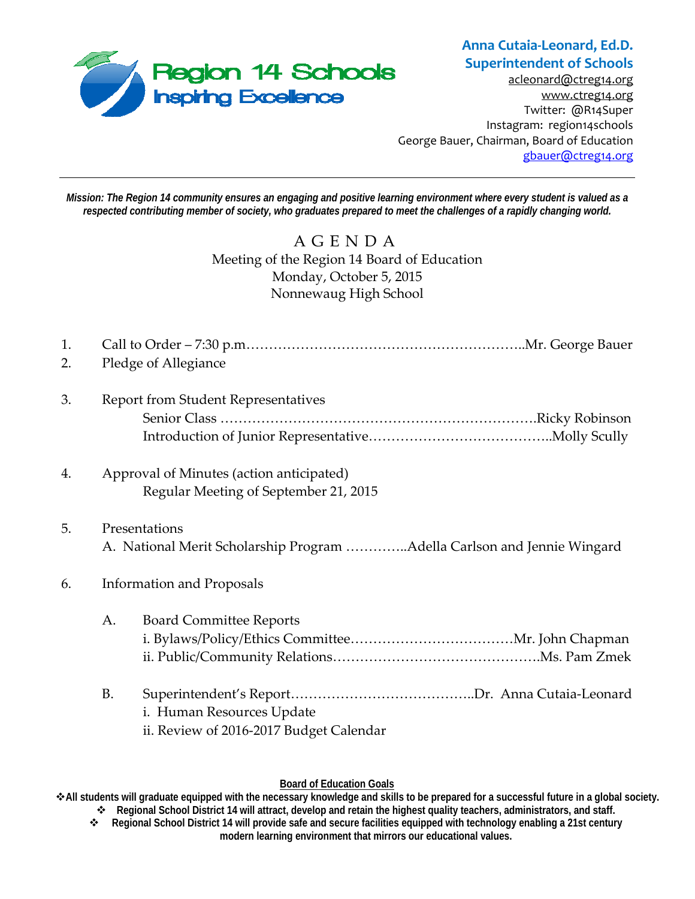Region 14 Schools
Inspiring Excellence

**Anna Cutaia-Leonard, Ed.D.**
**Superintendent of Schools**
acleonard@ctreg14.org
www.ctreg14.org
Twitter: @R14Super
Instagram: region14schools
George Bauer, Chairman, Board of Education
gbauer@ctreg14.org

---

***Mission: The Region 14 community ensures an engaging and positive learning environment where every student is valued as a respected contributing member of society, who graduates prepared to meet the challenges of a rapidly changing world.***

# A G E N D A

Meeting of the Region 14 Board of Education
Monday, October 5, 2015
Nonnewaug High School

1. Call to Order – 7:30 p.m.……………………………………………………..Mr. George Bauer
2. Pledge of Allegiance
3. Report from Student Representatives
   - Senior Class ……………………………………………………………Ricky Robinson
   - Introduction of Junior Representative…………………………………..Molly Scully
4. Approval of Minutes (action anticipated)
   - Regular Meeting of September 21, 2015
5. Presentations
   - A. National Merit Scholarship Program …………..Adella Carlson and Jennie Wingard
6. Information and Proposals
   - A. Board Committee Reports
     - i. Bylaws/Policy/Ethics Committee………………………………Mr. John Chapman
     - ii. Public/Community Relations……………………………………….Ms. Pam Zmek
   - B. Superintendent's Report…………………………………..Dr. Anna Cutaia-Leonard
     - i. Human Resources Update
     - ii. Review of 2016-2017 Budget Calendar

**Board of Education Goals**

- **All students will graduate equipped with the necessary knowledge and skills to be prepared for a successful future in a global society.**
- **Regional School District 14 will attract, develop and retain the highest quality teachers, administrators, and staff.**
- **Regional School District 14 will provide safe and secure facilities equipped with technology enabling a 21st century modern learning environment that mirrors our educational values.**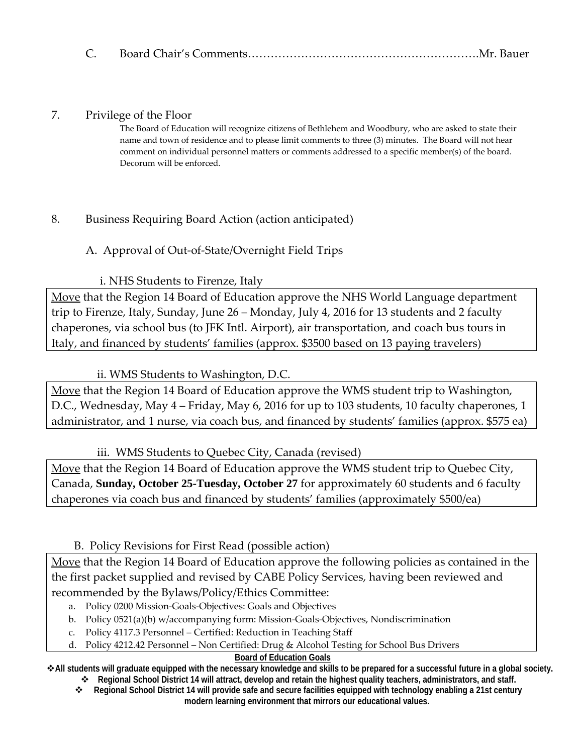C. Board Chair's Comments…………………………………………………….Mr. Bauer

7. Privilege of the Floor

The Board of Education will recognize citizens of Bethlehem and Woodbury, who are asked to state their name and town of residence and to please limit comments to three (3) minutes. The Board will not hear comment on individual personnel matters or comments addressed to a specific member(s) of the board. Decorum will be enforced.

8. Business Requiring Board Action (action anticipated)

A. Approval of Out-of-State/Overnight Field Trips

i. NHS Students to Firenze, Italy

Move that the Region 14 Board of Education approve the NHS World Language department trip to Firenze, Italy, Sunday, June 26 – Monday, July 4, 2016 for 13 students and 2 faculty chaperones, via school bus (to JFK Intl. Airport), air transportation, and coach bus tours in Italy, and financed by students' families (approx. $3500 based on 13 paying travelers)

ii. WMS Students to Washington, D.C.

Move that the Region 14 Board of Education approve the WMS student trip to Washington, D.C., Wednesday, May 4 – Friday, May 6, 2016 for up to 103 students, 10 faculty chaperones, 1 administrator, and 1 nurse, via coach bus, and financed by students' families (approx. $575 ea)

iii. WMS Students to Quebec City, Canada (revised)

Move that the Region 14 Board of Education approve the WMS student trip to Quebec City, Canada, **Sunday, October 25-Tuesday, October 27** for approximately 60 students and 6 faculty chaperones via coach bus and financed by students' families (approximately $500/ea)

B. Policy Revisions for First Read (possible action)

Move that the Region 14 Board of Education approve the following policies as contained in the the first packet supplied and revised by CABE Policy Services, having been reviewed and recommended by the Bylaws/Policy/Ethics Committee:

a. Policy 0200 Mission-Goals-Objectives: Goals and Objectives
b. Policy 0521(a)(b) w/accompanying form: Mission-Goals-Objectives, Nondiscrimination
c. Policy 4117.3 Personnel – Certified: Reduction in Teaching Staff
d. Policy 4212.42 Personnel – Non Certified: Drug & Alcohol Testing for School Bus Drivers

**Board of Education Goals**

- **All students will graduate equipped with the necessary knowledge and skills to be prepared for a successful future in a global society.**
- **Regional School District 14 will attract, develop and retain the highest quality teachers, administrators, and staff.**
- **Regional School District 14 will provide safe and secure facilities equipped with technology enabling a 21st century modern learning environment that mirrors our educational values.**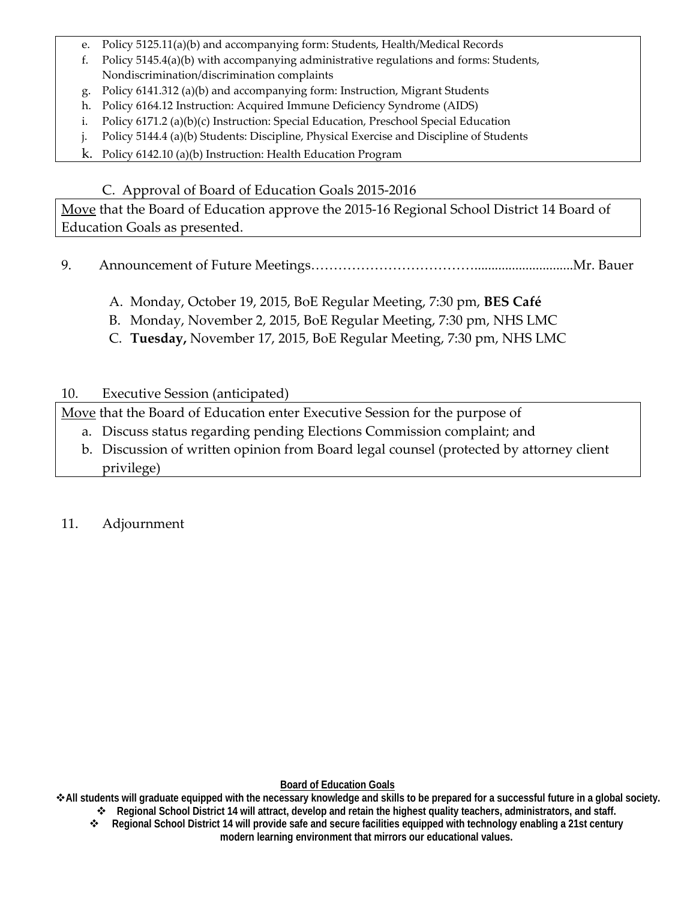e. Policy 5125.11(a)(b) and accompanying form: Students, Health/Medical Records
f. Policy 5145.4(a)(b) with accompanying administrative regulations and forms: Students, Nondiscrimination/discrimination complaints
g. Policy 6141.312 (a)(b) and accompanying form: Instruction, Migrant Students
h. Policy 6164.12 Instruction: Acquired Immune Deficiency Syndrome (AIDS)
i. Policy 6171.2 (a)(b)(c) Instruction: Special Education, Preschool Special Education
j. Policy 5144.4 (a)(b) Students: Discipline, Physical Exercise and Discipline of Students
k. Policy 6142.10 (a)(b) Instruction: Health Education Program

C. Approval of Board of Education Goals 2015-2016

Move that the Board of Education approve the 2015-16 Regional School District 14 Board of Education Goals as presented.

9. Announcement of Future Meetings……………………………….............................Mr. Bauer

A. Monday, October 19, 2015, BoE Regular Meeting, 7:30 pm, **BES Café**
B. Monday, November 2, 2015, BoE Regular Meeting, 7:30 pm, NHS LMC
C. **Tuesday,** November 17, 2015, BoE Regular Meeting, 7:30 pm, NHS LMC

10. Executive Session (anticipated)

Move that the Board of Education enter Executive Session for the purpose of
a. Discuss status regarding pending Elections Commission complaint; and
b. Discussion of written opinion from Board legal counsel (protected by attorney client privilege)

11. Adjournment

**Board of Education Goals**

- **All students will graduate equipped with the necessary knowledge and skills to be prepared for a successful future in a global society.**
- **Regional School District 14 will attract, develop and retain the highest quality teachers, administrators, and staff.**
- **Regional School District 14 will provide safe and secure facilities equipped with technology enabling a 21st century modern learning environment that mirrors our educational values.**